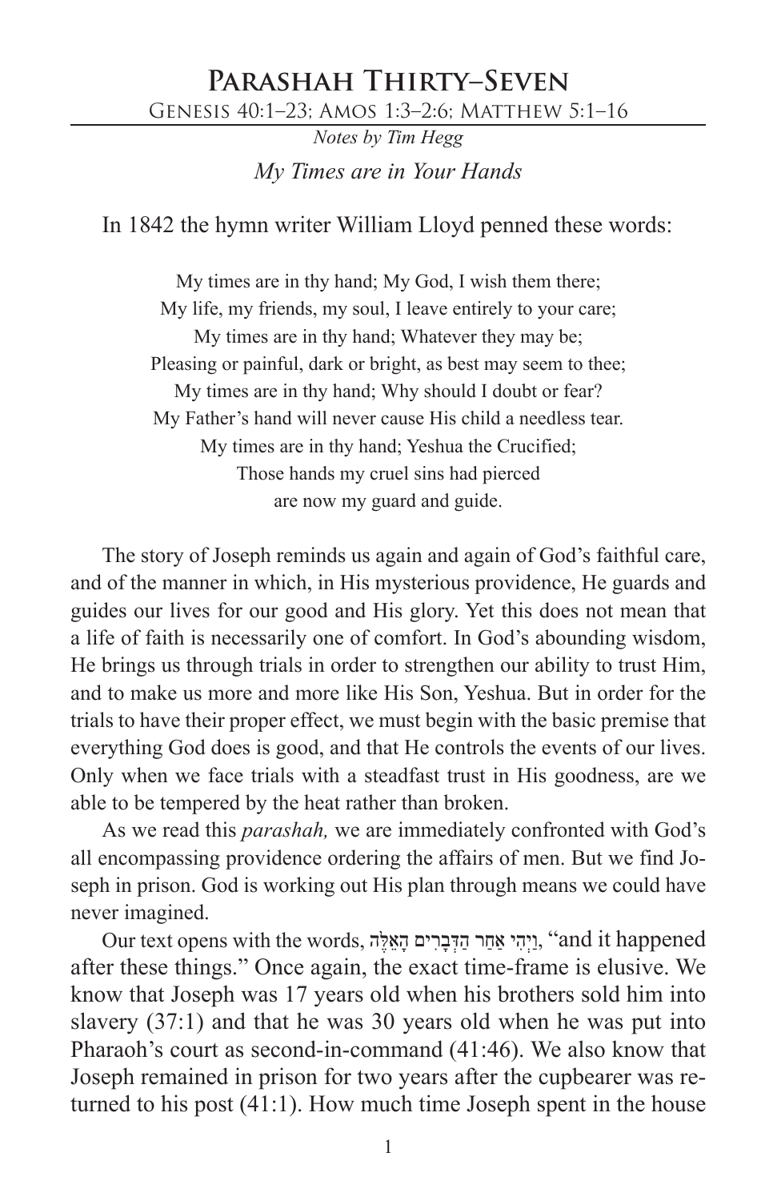# Parashah Thirty-Seven

Genesis 40:1–23; Amos 1:3–2:6; Matthew 5:1–16

*Notes by Tim Hegg*

## *My Times are in Your Hands*

In 1842 the hymn writer William Lloyd penned these words:

> My times are in thy hand; My God, I wish them there;
> My life, my friends, my soul, I leave entirely to your care;
> My times are in thy hand; Whatever they may be;
> Pleasing or painful, dark or bright, as best may seem to thee;
> My times are in thy hand; Why should I doubt or fear?
> My Father's hand will never cause His child a needless tear.
> My times are in thy hand; Yeshua the Crucified;
> Those hands my cruel sins had pierced
> are now my guard and guide.

The story of Joseph reminds us again and again of God's faithful care, and of the manner in which, in His mysterious providence, He guards and guides our lives for our good and His glory. Yet this does not mean that a life of faith is necessarily one of comfort. In God's abounding wisdom, He brings us through trials in order to strengthen our ability to trust Him, and to make us more and more like His Son, Yeshua. But in order for the trials to have their proper effect, we must begin with the basic premise that everything God does is good, and that He controls the events of our lives. Only when we face trials with a steadfast trust in His goodness, are we able to be tempered by the heat rather than broken.

As we read this *parashah,* we are immediately confronted with God's all encompassing providence ordering the affairs of men. But we find Joseph in prison. God is working out His plan through means we could have never imagined.

Our text opens with the words, וַיְהִי אַחַר הַדְּבָרִים הָאֵלֶּה, "and it happened after these things." Once again, the exact time-frame is elusive. We know that Joseph was 17 years old when his brothers sold him into slavery (37:1) and that he was 30 years old when he was put into Pharaoh's court as second-in-command (41:46). We also know that Joseph remained in prison for two years after the cupbearer was returned to his post (41:1). How much time Joseph spent in the house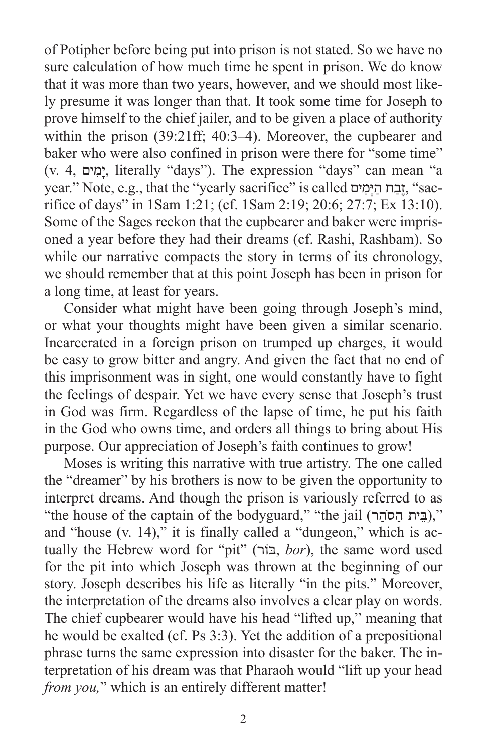of Potipher before being put into prison is not stated. So we have no sure calculation of how much time he spent in prison. We do know that it was more than two years, however, and we should most likely presume it was longer than that. It took some time for Joseph to prove himself to the chief jailer, and to be given a place of authority within the prison (39:21ff; 40:3–4). Moreover, the cupbearer and baker who were also confined in prison were there for "some time" (v. 4, יָמִים, literally "days"). The expression "days" can mean "a year." Note, e.g., that the "yearly sacrifice" is called זֶבַח הַיָּמִים, "sacrifice of days" in 1Sam 1:21; (cf. 1Sam 2:19; 20:6; 27:7; Ex 13:10). Some of the Sages reckon that the cupbearer and baker were imprisoned a year before they had their dreams (cf. Rashi, Rashbam). So while our narrative compacts the story in terms of its chronology, we should remember that at this point Joseph has been in prison for a long time, at least for years.

Consider what might have been going through Joseph's mind, or what your thoughts might have been given a similar scenario. Incarcerated in a foreign prison on trumped up charges, it would be easy to grow bitter and angry. And given the fact that no end of this imprisonment was in sight, one would constantly have to fight the feelings of despair. Yet we have every sense that Joseph's trust in God was firm. Regardless of the lapse of time, he put his faith in the God who owns time, and orders all things to bring about His purpose. Our appreciation of Joseph's faith continues to grow!

Moses is writing this narrative with true artistry. The one called the "dreamer" by his brothers is now to be given the opportunity to interpret dreams. And though the prison is variously referred to as "the house of the captain of the bodyguard," "the jail (בֵּית הַסֹּהַר)," and "house (v. 14)," it is finally called a "dungeon," which is actually the Hebrew word for "pit" (בּוֹר, *bor*), the same word used for the pit into which Joseph was thrown at the beginning of our story. Joseph describes his life as literally "in the pits." Moreover, the interpretation of the dreams also involves a clear play on words. The chief cupbearer would have his head "lifted up," meaning that he would be exalted (cf. Ps 3:3). Yet the addition of a prepositional phrase turns the same expression into disaster for the baker. The interpretation of his dream was that Pharaoh would "lift up your head *from you,*" which is an entirely different matter!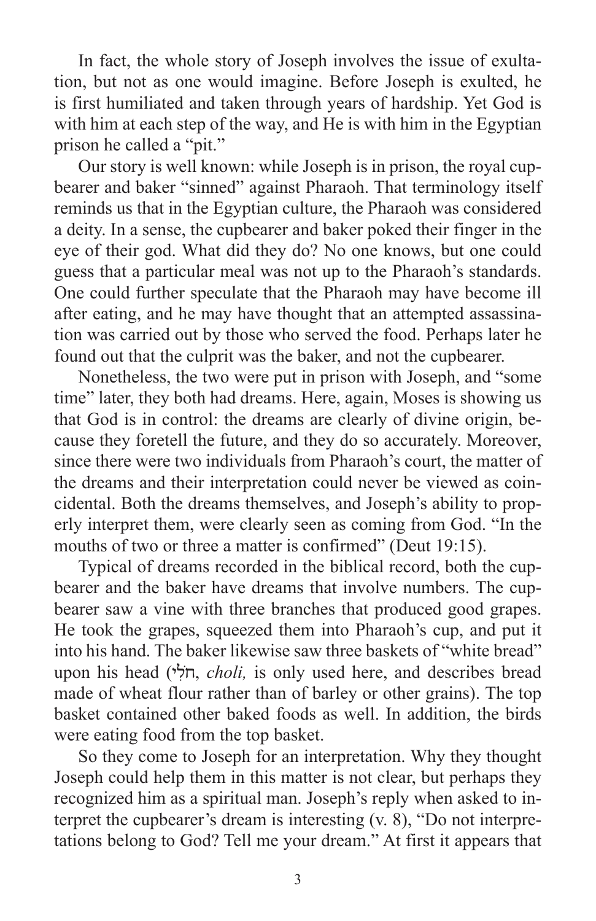In fact, the whole story of Joseph involves the issue of exultation, but not as one would imagine. Before Joseph is exulted, he is first humiliated and taken through years of hardship. Yet God is with him at each step of the way, and He is with him in the Egyptian prison he called a "pit."

Our story is well known: while Joseph is in prison, the royal cupbearer and baker "sinned" against Pharaoh. That terminology itself reminds us that in the Egyptian culture, the Pharaoh was considered a deity. In a sense, the cupbearer and baker poked their finger in the eye of their god. What did they do? No one knows, but one could guess that a particular meal was not up to the Pharaoh's standards. One could further speculate that the Pharaoh may have become ill after eating, and he may have thought that an attempted assassination was carried out by those who served the food. Perhaps later he found out that the culprit was the baker, and not the cupbearer.

Nonetheless, the two were put in prison with Joseph, and "some time" later, they both had dreams. Here, again, Moses is showing us that God is in control: the dreams are clearly of divine origin, because they foretell the future, and they do so accurately. Moreover, since there were two individuals from Pharaoh's court, the matter of the dreams and their interpretation could never be viewed as coincidental. Both the dreams themselves, and Joseph's ability to properly interpret them, were clearly seen as coming from God. "In the mouths of two or three a matter is confirmed" (Deut 19:15).

Typical of dreams recorded in the biblical record, both the cupbearer and the baker have dreams that involve numbers. The cupbearer saw a vine with three branches that produced good grapes. He took the grapes, squeezed them into Pharaoh's cup, and put it into his hand. The baker likewise saw three baskets of "white bread" upon his head (חֹרִי, *choli,* is only used here, and describes bread made of wheat flour rather than of barley or other grains). The top basket contained other baked foods as well. In addition, the birds were eating food from the top basket.

So they come to Joseph for an interpretation. Why they thought Joseph could help them in this matter is not clear, but perhaps they recognized him as a spiritual man. Joseph's reply when asked to interpret the cupbearer's dream is interesting (v. 8), "Do not interpretations belong to God? Tell me your dream." At first it appears that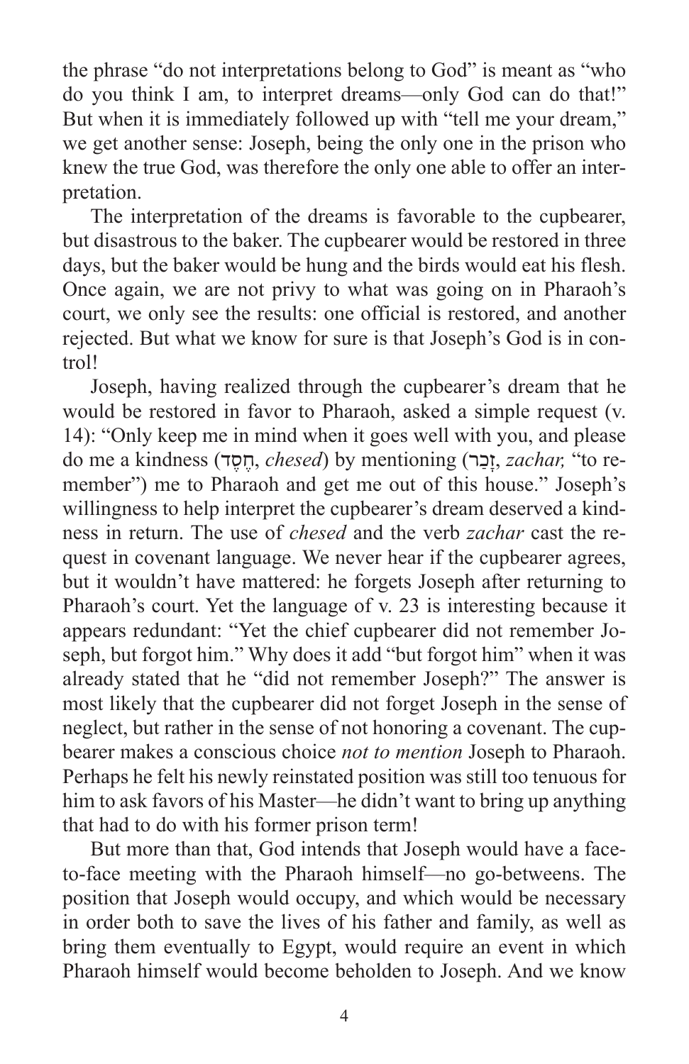the phrase "do not interpretations belong to God" is meant as "who do you think I am, to interpret dreams—only God can do that!" But when it is immediately followed up with "tell me your dream," we get another sense: Joseph, being the only one in the prison who knew the true God, was therefore the only one able to offer an interpretation.

The interpretation of the dreams is favorable to the cupbearer, but disastrous to the baker. The cupbearer would be restored in three days, but the baker would be hung and the birds would eat his flesh. Once again, we are not privy to what was going on in Pharaoh's court, we only see the results: one official is restored, and another rejected. But what we know for sure is that Joseph's God is in control!

Joseph, having realized through the cupbearer's dream that he would be restored in favor to Pharaoh, asked a simple request (v. 14): "Only keep me in mind when it goes well with you, and please do me a kindness (חֶסֶד, *chesed*) by mentioning (זָכַר, *zachar,* "to remember") me to Pharaoh and get me out of this house." Joseph's willingness to help interpret the cupbearer's dream deserved a kindness in return. The use of *chesed* and the verb *zachar* cast the request in covenant language. We never hear if the cupbearer agrees, but it wouldn't have mattered: he forgets Joseph after returning to Pharaoh's court. Yet the language of v. 23 is interesting because it appears redundant: "Yet the chief cupbearer did not remember Joseph, but forgot him." Why does it add "but forgot him" when it was already stated that he "did not remember Joseph?" The answer is most likely that the cupbearer did not forget Joseph in the sense of neglect, but rather in the sense of not honoring a covenant. The cupbearer makes a conscious choice *not to mention* Joseph to Pharaoh. Perhaps he felt his newly reinstated position was still too tenuous for him to ask favors of his Master—he didn't want to bring up anything that had to do with his former prison term!

But more than that, God intends that Joseph would have a face-to-face meeting with the Pharaoh himself—no go-betweens. The position that Joseph would occupy, and which would be necessary in order both to save the lives of his father and family, as well as bring them eventually to Egypt, would require an event in which Pharaoh himself would become beholden to Joseph. And we know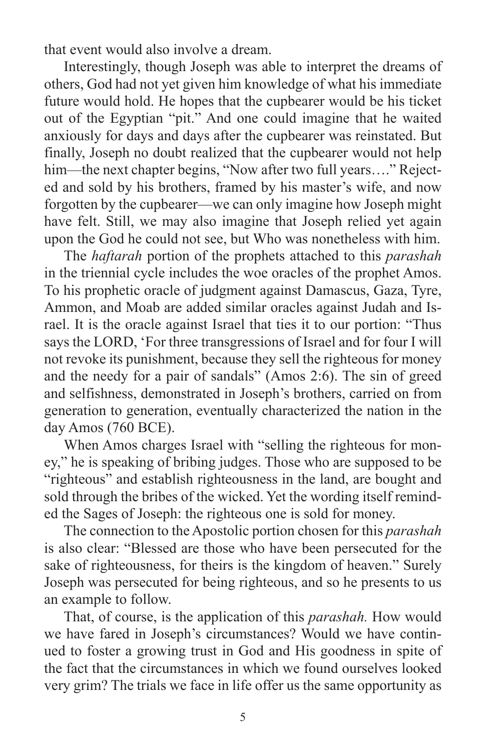that event would also involve a dream.

Interestingly, though Joseph was able to interpret the dreams of others, God had not yet given him knowledge of what his immediate future would hold. He hopes that the cupbearer would be his ticket out of the Egyptian "pit." And one could imagine that he waited anxiously for days and days after the cupbearer was reinstated. But finally, Joseph no doubt realized that the cupbearer would not help him—the next chapter begins, "Now after two full years…." Rejected and sold by his brothers, framed by his master's wife, and now forgotten by the cupbearer—we can only imagine how Joseph might have felt. Still, we may also imagine that Joseph relied yet again upon the God he could not see, but Who was nonetheless with him.

The *haftarah* portion of the prophets attached to this *parashah* in the triennial cycle includes the woe oracles of the prophet Amos. To his prophetic oracle of judgment against Damascus, Gaza, Tyre, Ammon, and Moab are added similar oracles against Judah and Israel. It is the oracle against Israel that ties it to our portion: "Thus says the LORD, 'For three transgressions of Israel and for four I will not revoke its punishment, because they sell the righteous for money and the needy for a pair of sandals" (Amos 2:6). The sin of greed and selfishness, demonstrated in Joseph's brothers, carried on from generation to generation, eventually characterized the nation in the day Amos (760 BCE).

When Amos charges Israel with "selling the righteous for money," he is speaking of bribing judges. Those who are supposed to be "righteous" and establish righteousness in the land, are bought and sold through the bribes of the wicked. Yet the wording itself reminded the Sages of Joseph: the righteous one is sold for money.

The connection to the Apostolic portion chosen for this *parashah* is also clear: "Blessed are those who have been persecuted for the sake of righteousness, for theirs is the kingdom of heaven." Surely Joseph was persecuted for being righteous, and so he presents to us an example to follow.

That, of course, is the application of this *parashah.* How would we have fared in Joseph's circumstances? Would we have continued to foster a growing trust in God and His goodness in spite of the fact that the circumstances in which we found ourselves looked very grim? The trials we face in life offer us the same opportunity as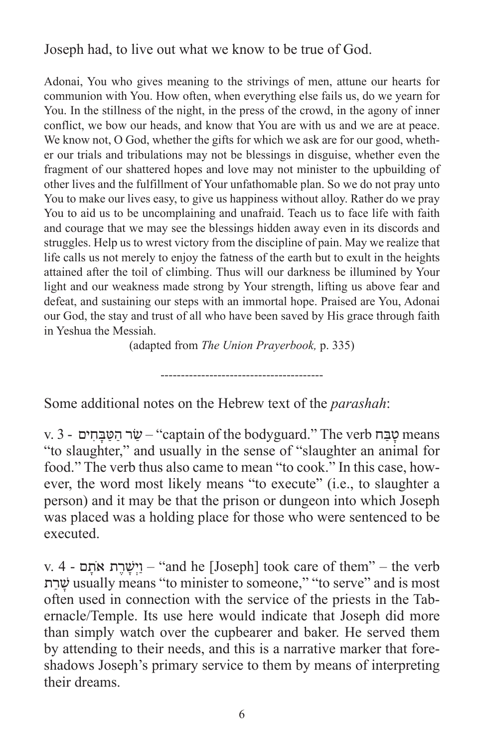Joseph had, to live out what we know to be true of God.

Adonai, You who gives meaning to the strivings of men, attune our hearts for communion with You. How often, when everything else fails us, do we yearn for You. In the stillness of the night, in the press of the crowd, in the agony of inner conflict, we bow our heads, and know that You are with us and we are at peace. We know not, O God, whether the gifts for which we ask are for our good, whether our trials and tribulations may not be blessings in disguise, whether even the fragment of our shattered hopes and love may not minister to the upbuilding of other lives and the fulfillment of Your unfathomable plan. So we do not pray unto You to make our lives easy, to give us happiness without alloy. Rather do we pray You to aid us to be uncomplaining and unafraid. Teach us to face life with faith and courage that we may see the blessings hidden away even in its discords and struggles. Help us to wrest victory from the discipline of pain. May we realize that life calls us not merely to enjoy the fatness of the earth but to exult in the heights attained after the toil of climbing. Thus will our darkness be illumined by Your light and our weakness made strong by Your strength, lifting us above fear and defeat, and sustaining our steps with an immortal hope. Praised are You, Adonai our God, the stay and trust of all who have been saved by His grace through faith in Yeshua the Messiah.

(adapted from *The Union Prayerbook,* p. 335)

---

Some additional notes on the Hebrew text of the *parashah*:

v. 3 - שַׂר הַטַּבָּחִים – "captain of the bodyguard." The verb טָבַח means "to slaughter," and usually in the sense of "slaughter an animal for food." The verb thus also came to mean "to cook." In this case, however, the word most likely means "to execute" (i.e., to slaughter a person) and it may be that the prison or dungeon into which Joseph was placed was a holding place for those who were sentenced to be executed.

v. 4 - וַיְשָׁרֶת אֹתָם – "and he [Joseph] took care of them" – the verb שָׁרַת usually means "to minister to someone," "to serve" and is most often used in connection with the service of the priests in the Tabernacle/Temple. Its use here would indicate that Joseph did more than simply watch over the cupbearer and baker. He served them by attending to their needs, and this is a narrative marker that foreshadows Joseph's primary service to them by means of interpreting their dreams.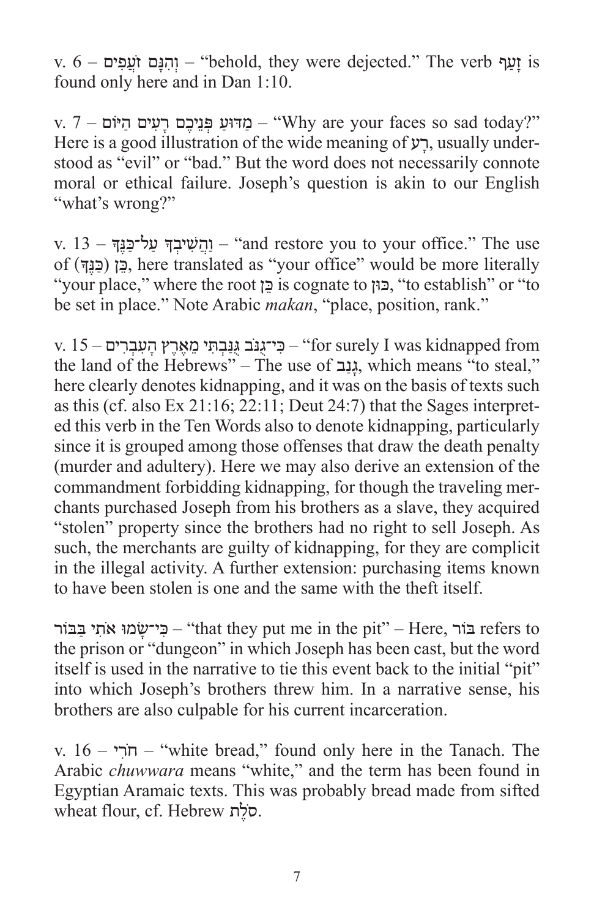v. 6 – וְהִנָּם זֹעֲפִים – “behold, they were dejected.” The verb זָעַף is found only here and in Dan 1:10.

v. 7 – מַדּוּעַ פְּנֵיכֶם רָעִים הַיּוֹם – “Why are your faces so sad today?” Here is a good illustration of the wide meaning of רָע, usually understood as “evil” or “bad.” But the word does not necessarily connote moral or ethical failure. Joseph’s question is akin to our English “what’s wrong?”

v. 13 – וַהֲשִׁיבְךָ עַל־כַּנֶּךָ – “and restore you to your office.” The use of (כַּנֶּךָ) כֵּן, here translated as “your office” would be more literally “your place,” where the root כֵּן is cognate to כּוּן, “to establish” or “to be set in place.” Note Arabic *makan*, “place, position, rank.”

v. 15 – כִּי־גֻנֹּב גֻּנַּבְתִּי מֵאֶרֶץ הָעִבְרִים – “for surely I was kidnapped from the land of the Hebrews” – The use of גָּנַב, which means “to steal,” here clearly denotes kidnapping, and it was on the basis of texts such as this (cf. also Ex 21:16; 22:11; Deut 24:7) that the Sages interpreted this verb in the Ten Words also to denote kidnapping, particularly since it is grouped among those offenses that draw the death penalty (murder and adultery). Here we may also derive an extension of the commandment forbidding kidnapping, for though the traveling merchants purchased Joseph from his brothers as a slave, they acquired “stolen” property since the brothers had no right to sell Joseph. As such, the merchants are guilty of kidnapping, for they are complicit in the illegal activity. A further extension: purchasing items known to have been stolen is one and the same with the theft itself.

כִּי־שָׂמוּ אֹתִי בַּבּוֹר – “that they put me in the pit” – Here, בּוֹר refers to the prison or “dungeon” in which Joseph has been cast, but the word itself is used in the narrative to tie this event back to the initial “pit” into which Joseph’s brothers threw him. In a narrative sense, his brothers are also culpable for his current incarceration.

v. 16 – חֹרִי – “white bread,” found only here in the Tanach. The Arabic *chuwwara* means “white,” and the term has been found in Egyptian Aramaic texts. This was probably bread made from sifted wheat flour, cf. Hebrew סֹלֶת.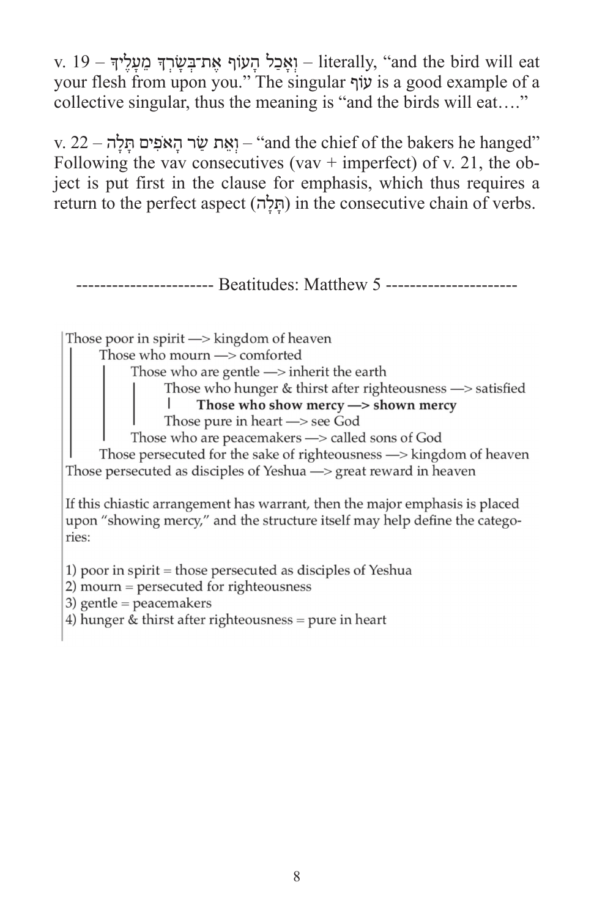v. 19 – וְאָכַל הָעוֹף אֶת־בְּשָׂרְךָ מֵעָלֶיךָ – literally, "and the bird will eat your flesh from upon you." The singular עוֹף is a good example of a collective singular, thus the meaning is "and the birds will eat…."

v. 22 – וְאֵת שַׂר הָאֹפִים תָּלָה – "and the chief of the bakers he hanged" Following the vav consecutives (vav + imperfect) of v. 21, the object is put first in the clause for emphasis, which thus requires a return to the perfect aspect (תָּלָה) in the consecutive chain of verbs.

----------------------- Beatitudes: Matthew 5 ----------------------

Those poor in spirit —> kingdom of heaven
  Those who mourn —> comforted
    Those who are gentle —> inherit the earth
      Those who hunger & thirst after righteousness —> satisfied
        **Those who show mercy —> shown mercy**
      Those pure in heart —> see God
    Those who are peacemakers —> called sons of God
  Those persecuted for the sake of righteousness —> kingdom of heaven
Those persecuted as disciples of Yeshua —> great reward in heaven

If this chiastic arrangement has warrant, then the major emphasis is placed upon "showing mercy," and the structure itself may help define the categories:

1) poor in spirit = those persecuted as disciples of Yeshua
2) mourn = persecuted for righteousness
3) gentle = peacemakers
4) hunger & thirst after righteousness = pure in heart